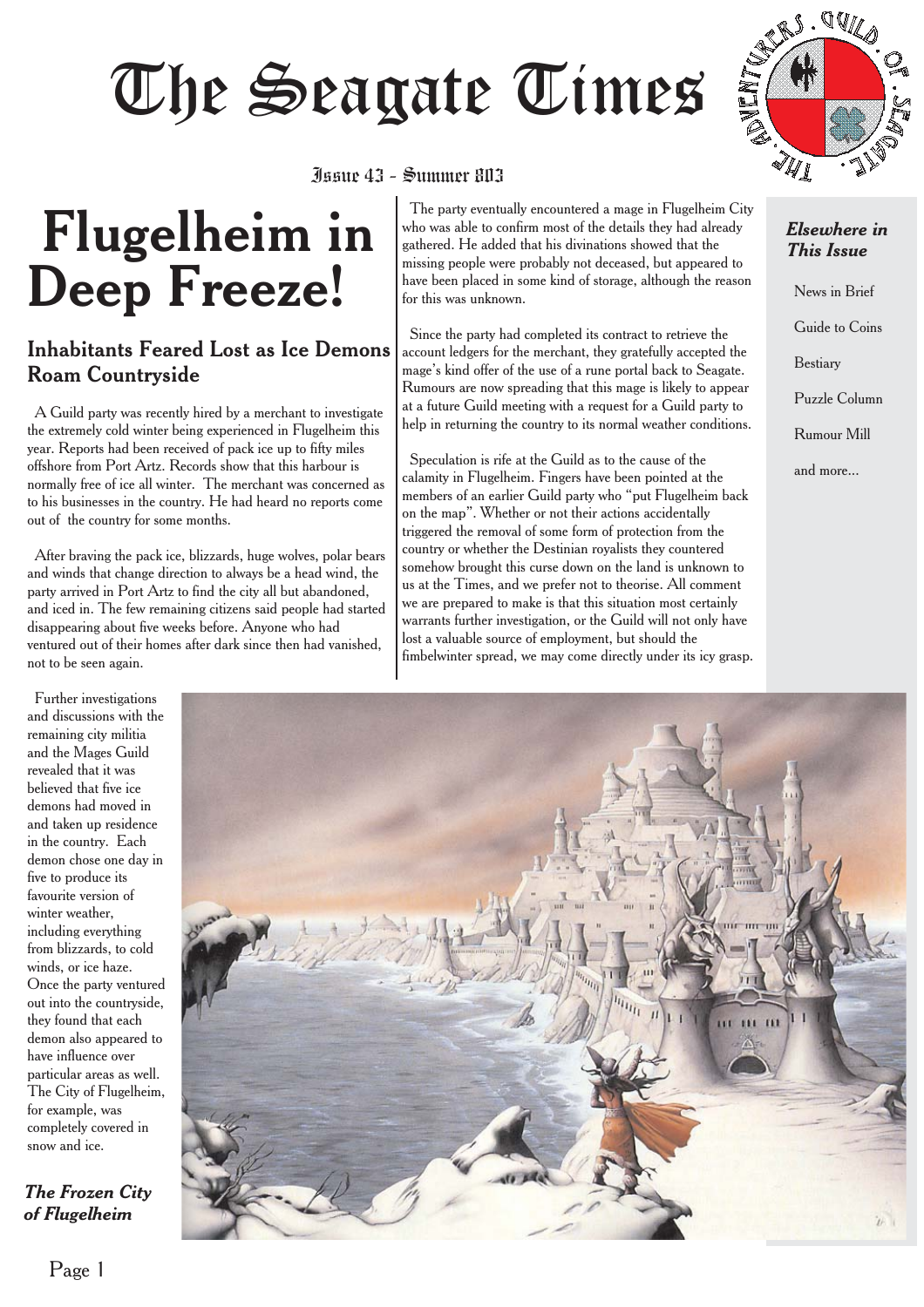# The Seagate Times

Issue 43 - Summer 803

# Flugelheim in Deep Freeze!

## Inhabitants Feared Lost as Ice Demons Roam Countryside

A Guild party was recently hired by a merchant to investigate the extremely cold winter being experienced in Flugelheim this year. Reports had been received of pack ice up to fifty miles offshore from Port Artz. Records show that this harbour is normally free of ice all winter. The merchant was concerned as to his businesses in the country. He had heard no reports come out of the country for some months.

After braving the pack ice, blizzards, huge wolves, polar bears and winds that change direction to always be a head wind, the party arrived in Port Artz to find the city all but abandoned, and iced in. The few remaining citizens said people had started disappearing about five weeks before. Anyone who had ventured out of their homes after dark since then had vanished, not to be seen again.

Further investigations and discussions with the remaining city militia and the Mages Guild revealed that it was believed that five ice demons had moved in and taken up residence in the country. Each demon chose one day in five to produce its favourite version of winter weather, including everything from blizzards, to cold winds, or ice haze. Once the party ventured out into the countryside, they found that each demon also appeared to have influence over particular areas as well. The City of Flugelheim, for example, was completely covered in snow and ice.

The party eventually encountered a mage in Flugelheim City who was able to confirm most of the details they had already gathered. He added that his divinations showed that the missing people were probably not deceased, but appeared to have been placed in some kind of storage, although the reason for this was unknown.

Since the party had completed its contract to retrieve the account ledgers for the merchant, they gratefully accepted the mage's kind offer of the use of a rune portal back to Seagate. Rumours are now spreading that this mage is likely to appear at a future Guild meeting with a request for a Guild party to help in returning the country to its normal weather conditions.

Speculation is rife at the Guild as to the cause of the calamity in Flugelheim. Fingers have been pointed at the members of an earlier Guild party who "put Flugelheim back on the map". Whether or not their actions accidentally triggered the removal of some form of protection from the country or whether the Destinian royalists they countered somehow brought this curse down on the land is unknown to us at the Times, and we prefer not to theorise. All comment we are prepared to make is that this situation most certainly warrants further investigation, or the Guild will not only have lost a valuable source of employment, but should the fimbelwinter spread, we may come directly under its icy grasp.

***The Frozen City of Flugelheim***

***Elsewhere in This Issue***

- News in Brief
- Guide to Coins
- Bestiary
- Puzzle Column
- Rumour Mill
- and more...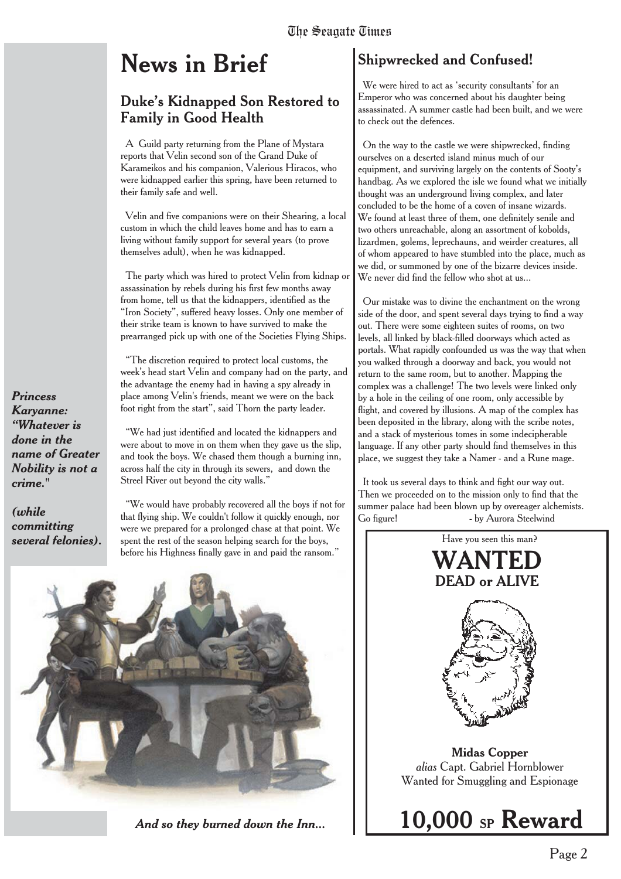# News in Brief

## Duke's Kidnapped Son Restored to Family in Good Health

A Guild party returning from the Plane of Mystara reports that Velin second son of the Grand Duke of Karameikos and his companion, Valerious Hiracos, who were kidnapped earlier this spring, have been returned to their family safe and well.

Velin and five companions were on their Shearing, a local custom in which the child leaves home and has to earn a living without family support for several years (to prove themselves adult), when he was kidnapped.

The party which was hired to protect Velin from kidnap or assassination by rebels during his first few months away from home, tell us that the kidnappers, identified as the "Iron Society", suffered heavy losses. Only one member of their strike team is known to have survived to make the prearranged pick up with one of the Societies Flying Ships.

"The discretion required to protect local customs, the week's head start Velin and company had on the party, and the advantage the enemy had in having a spy already in place among Velin's friends, meant we were on the back foot right from the start", said Thorn the party leader.

"We had just identified and located the kidnappers and were about to move in on them when they gave us the slip, and took the boys. We chased them though a burning inn, across half the city in through its sewers, and down the Streel River out beyond the city walls."

"We would have probably recovered all the boys if not for that flying ship. We couldn't follow it quickly enough, nor were we prepared for a prolonged chase at that point. We spent the rest of the season helping search for the boys, before his Highness finally gave in and paid the ransom."

***Princess Karyanne: "Whatever is done in the name of Greater Nobility is not a crime."***

***(while committing several felonies).***

***And so they burned down the Inn...***

## Shipwrecked and Confused!

We were hired to act as 'security consultants' for an Emperor who was concerned about his daughter being assassinated. A summer castle had been built, and we were to check out the defences.

On the way to the castle we were shipwrecked, finding ourselves on a deserted island minus much of our equipment, and surviving largely on the contents of Sooty's handbag. As we explored the isle we found what we initially thought was an underground living complex, and later concluded to be the home of a coven of insane wizards. We found at least three of them, one definitely senile and two others unreachable, along an assortment of kobolds, lizardmen, golems, leprechauns, and weirder creatures, all of whom appeared to have stumbled into the place, much as we did, or summoned by one of the bizarre devices inside. We never did find the fellow who shot at us...

Our mistake was to divine the enchantment on the wrong side of the door, and spent several days trying to find a way out. There were some eighteen suites of rooms, on two levels, all linked by black-filled doorways which acted as portals. What rapidly confounded us was the way that when you walked through a doorway and back, you would not return to the same room, but to another. Mapping the complex was a challenge! The two levels were linked only by a hole in the ceiling of one room, only accessible by flight, and covered by illusions. A map of the complex has been deposited in the library, along with the scribe notes, and a stack of mysterious tomes in some indecipherable language. If any other party should find themselves in this place, we suggest they take a Namer - and a Rune mage.

It took us several days to think and fight our way out. Then we proceeded on to the mission only to find that the summer palace had been blown up by overeager alchemists. Go figure!

- by Aurora Steelwind

---

Have you seen this man?

# WANTED
## DEAD or ALIVE

**Midas Copper**
*alias* Capt. Gabriel Hornblower
Wanted for Smuggling and Espionage

# 10,000 SP Reward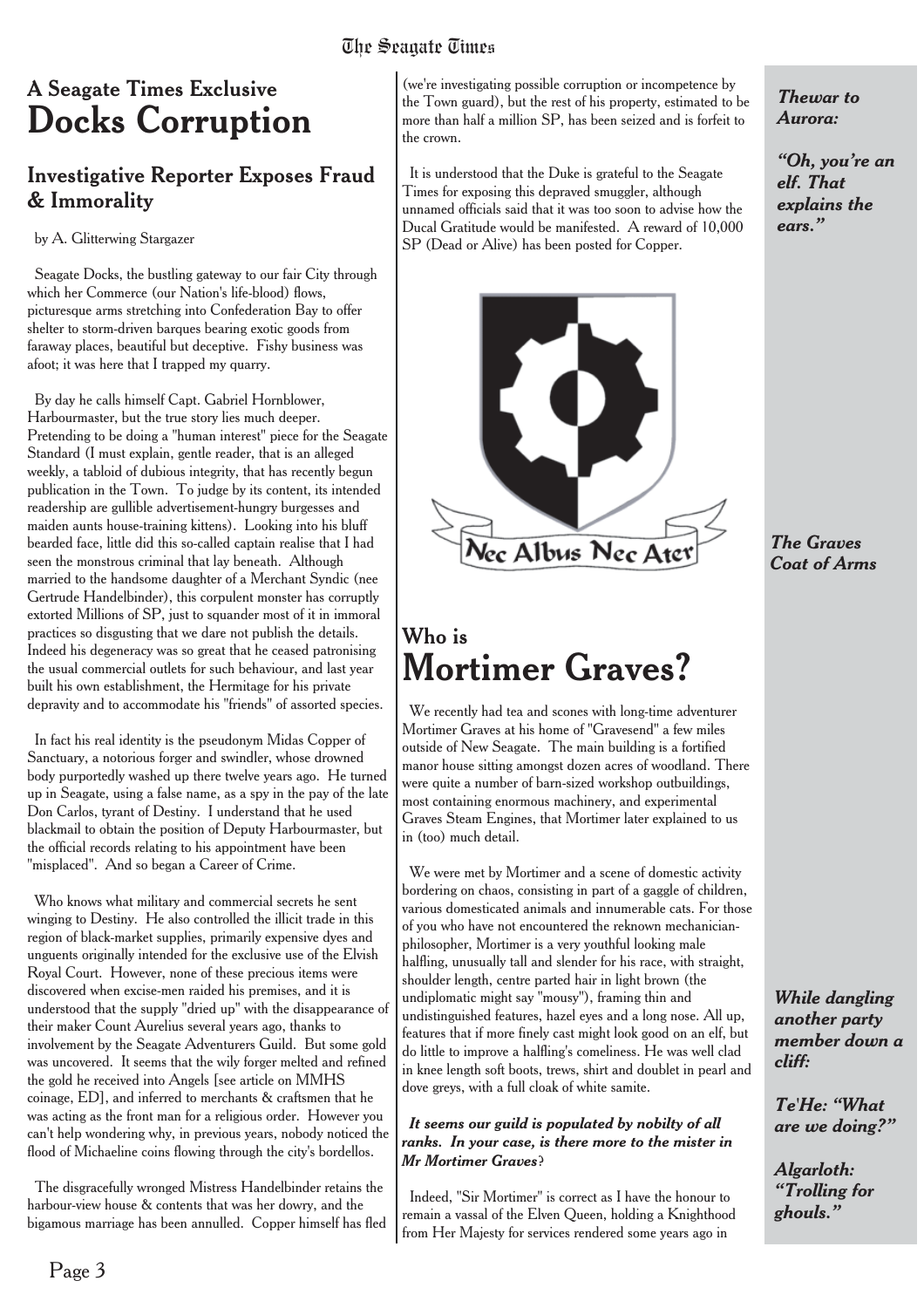## A Seagate Times Exclusive
# Docks Corruption

### Investigative Reporter Exposes Fraud & Immorality

by A. Glitterwing Stargazer

Seagate Docks, the bustling gateway to our fair City through which her Commerce (our Nation's life-blood) flows, picturesque arms stretching into Confederation Bay to offer shelter to storm-driven barques bearing exotic goods from faraway places, beautiful but deceptive. Fishy business was afoot; it was here that I trapped my quarry.

By day he calls himself Capt. Gabriel Hornblower, Harbourmaster, but the true story lies much deeper. Pretending to be doing a "human interest" piece for the Seagate Standard (I must explain, gentle reader, that is an alleged weekly, a tabloid of dubious integrity, that has recently begun publication in the Town. To judge by its content, its intended readership are gullible advertisement-hungry burgesses and maiden aunts house-training kittens). Looking into his bluff bearded face, little did this so-called captain realise that I had seen the monstrous criminal that lay beneath. Although married to the handsome daughter of a Merchant Syndic (nee Gertrude Handelbinder), this corpulent monster has corruptly extorted Millions of SP, just to squander most of it in immoral practices so disgusting that we dare not publish the details. Indeed his degeneracy was so great that he ceased patronising the usual commercial outlets for such behaviour, and last year built his own establishment, the Hermitage for his private depravity and to accommodate his "friends" of assorted species.

In fact his real identity is the pseudonym Midas Copper of Sanctuary, a notorious forger and swindler, whose drowned body purportedly washed up there twelve years ago. He turned up in Seagate, using a false name, as a spy in the pay of the late Don Carlos, tyrant of Destiny. I understand that he used blackmail to obtain the position of Deputy Harbourmaster, but the official records relating to his appointment have been "misplaced". And so began a Career of Crime.

Who knows what military and commercial secrets he sent winging to Destiny. He also controlled the illicit trade in this region of black-market supplies, primarily expensive dyes and unguents originally intended for the exclusive use of the Elvish Royal Court. However, none of these precious items were discovered when excise-men raided his premises, and it is understood that the supply "dried up" with the disappearance of their maker Count Aurelius several years ago, thanks to involvement by the Seagate Adventurers Guild. But some gold was uncovered. It seems that the wily forger melted and refined the gold he received into Angels [see article on MMHS coinage, ED], and inferred to merchants & craftsmen that he was acting as the front man for a religious order. However you can't help wondering why, in previous years, nobody noticed the flood of Michaeline coins flowing through the city's bordellos.

The disgracefully wronged Mistress Handelbinder retains the harbour-view house & contents that was her dowry, and the bigamous marriage has been annulled. Copper himself has fled (we're investigating possible corruption or incompetence by the Town guard), but the rest of his property, estimated to be more than half a million SP, has been seized and is forfeit to the crown.

It is understood that the Duke is grateful to the Seagate Times for exposing this depraved smuggler, although unnamed officials said that it was too soon to advise how the Ducal Gratitude would be manifested. A reward of 10,000 SP (Dead or Alive) has been posted for Copper.

Nec Albus Nec Ater

*The Graves Coat of Arms*

## Who is
# Mortimer Graves?

We recently had tea and scones with long-time adventurer Mortimer Graves at his home of "Gravesend" a few miles outside of New Seagate. The main building is a fortified manor house sitting amongst dozen acres of woodland. There were quite a number of barn-sized workshop outbuildings, most containing enormous machinery, and experimental Graves Steam Engines, that Mortimer later explained to us in (too) much detail.

We were met by Mortimer and a scene of domestic activity bordering on chaos, consisting in part of a gaggle of children, various domesticated animals and innumerable cats. For those of you who have not encountered the reknown mechanician-philosopher, Mortimer is a very youthful looking male halfling, unusually tall and slender for his race, with straight, shoulder length, centre parted hair in light brown (the undiplomatic might say "mousy"), framing thin and undistinguished features, hazel eyes and a long nose. All up, features that if more finely cast might look good on an elf, but do little to improve a halfling's comeliness. He was well clad in knee length soft boots, trews, shirt and doublet in pearl and dove greys, with a full cloak of white samite.

***It seems our guild is populated by nobilty of all ranks. In your case, is there more to the mister in Mr Mortimer Graves?***

Indeed, "Sir Mortimer" is correct as I have the honour to remain a vassal of the Elven Queen, holding a Knighthood from Her Majesty for services rendered some years ago in

---

***Thewar to Aurora:***

***"Oh, you're an elf. That explains the ears."***

---

***While dangling another party member down a cliff:***

***Te'He: "What are we doing?"***

***Algarloth: "Trolling for ghouls."***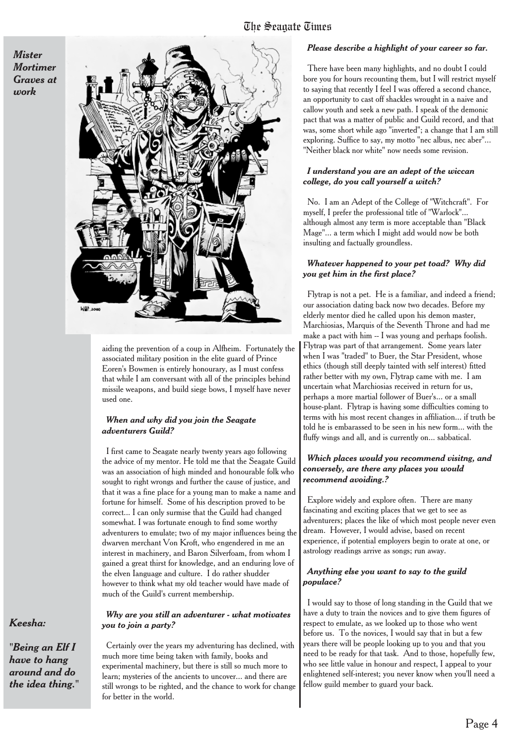***Mister Mortimer Graves at work***

aiding the prevention of a coup in Alfheim. Fortunately the associated military position in the elite guard of Prince Eoren's Bowmen is entirely honourary, as I must confess that while I am conversant with all of the principles behind missile weapons, and build siege bows, I myself have never used one.

***When and why did you join the Seagate adventurers Guild?***

I first came to Seagate nearly twenty years ago following the advice of my mentor. He told me that the Seagate Guild was an association of high minded and honourable folk who sought to right wrongs and further the cause of justice, and that it was a fine place for a young man to make a name and fortune for himself. Some of his description proved to be correct... I can only surmise that the Guild had changed somewhat. I was fortunate enough to find some worthy adventurers to emulate; two of my major influences being the dwarven merchant Von Kroft, who engendered in me an interest in machinery, and Baron Silverfoam, from whom I gained a great thirst for knowledge, and an enduring love of the elven Ianguage and culture. I do rather shudder however to think what my old teacher would have made of much of the Guild's current membership.

***Why are you still an adventurer - what motivates you to join a party?***

Certainly over the years my adventuring has declined, with much more time being taken with family, books and experimental machinery, but there is still so much more to learn; mysteries of the ancients to uncover... and there are still wrongs to be righted, and the chance to work for change for better in the world.

***Please describe a highlight of your career so far.***

There have been many highlights, and no doubt I could bore you for hours recounting them, but I will restrict myself to saying that recently I feel I was offered a second chance, an opportunity to cast off shackles wrought in a naive and callow youth and seek a new path. I speak of the demonic pact that was a matter of public and Guild record, and that was, some short while ago "inverted"; a change that I am still exploring. Suffice to say, my motto "nec albus, nec aber"... "Neither black nor white" now needs some revision.

***I understand you are an adept of the wiccan college, do you call yourself a witch?***

No. I am an Adept of the College of "Witchcraft". For myself, I prefer the professional title of "Warlock"... although almost any term is more acceptable than "Black Mage"... a term which I might add would now be both insulting and factually groundless.

***Whatever happened to your pet toad? Why did you get him in the first place?***

Flytrap is not a pet. He is a familiar, and indeed a friend; our association dating back now two decades. Before my elderly mentor died he called upon his demon master, Marchiosias, Marquis of the Seventh Throne and had me make a pact with him -- I was young and perhaps foolish. Flytrap was part of that arrangement. Some years later when I was "traded" to Buer, the Star President, whose ethics (though still deeply tainted with self interest) fitted rather better with my own, Flytrap came with me. I am uncertain what Marchiosias received in return for us, perhaps a more martial follower of Buer's... or a small house-plant. Flytrap is having some difficulties coming to terms with his most recent changes in affiliation... if truth be told he is embarassed to be seen in his new form... with the fluffy wings and all, and is currently on... sabbatical.

***Which places would you recommend visitng, and conversely, are there any places you would recommend avoiding.?***

Explore widely and explore often. There are many fascinating and exciting places that we get to see as adventurers; places the like of which most people never even dream. However, I would advise, based on recent experience, if potential employers begin to orate at one, or astrology readings arrive as songs; run away.

***Anything else you want to say to the guild populace?***

I would say to those of long standing in the Guild that we have a duty to train the novices and to give them figures of respect to emulate, as we looked up to those who went before us. To the novices, I would say that in but a few years there will be people looking up to you and that you need to be ready for that task. And to those, hopefully few, who see little value in honour and respect, I appeal to your enlightened self-interest; you never know when you'll need a fellow guild member to guard your back.

***Keesha:***

***"Being an Elf I have to hang around and do the idea thing."***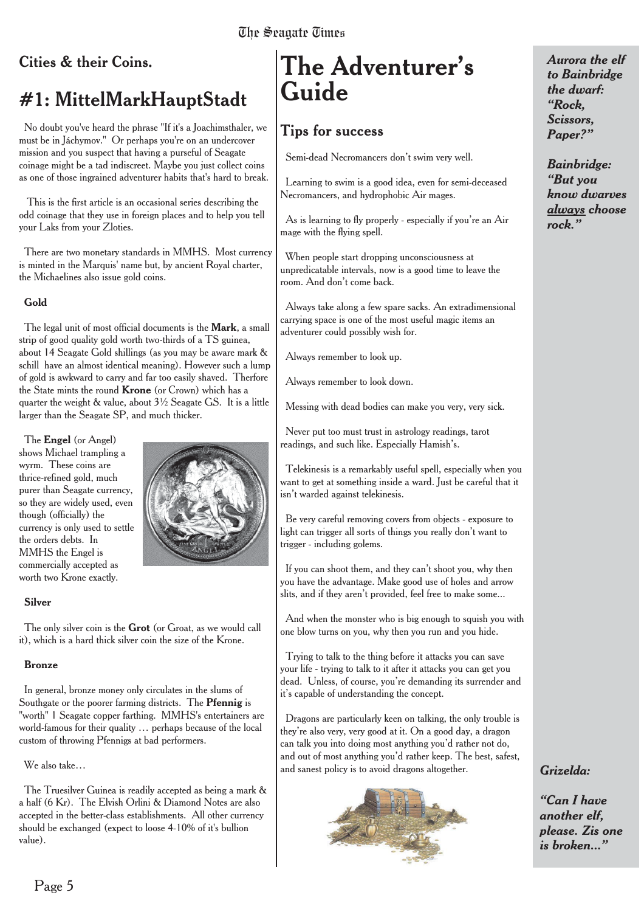## Cities & their Coins.

## #1: MittelMarkHauptStadt

No doubt you've heard the phrase "If it's a Joachimsthaler, we must be in Jáchymov." Or perhaps you're on an undercover mission and you suspect that having a purseful of Seagate coinage might be a tad indiscreet. Maybe you just collect coins as one of those ingrained adventurer habits that's hard to break.

This is the first article is an occasional series describing the odd coinage that they use in foreign places and to help you tell your Laks from your Zloties.

There are two monetary standards in MMHS. Most currency is minted in the Marquis' name but, by ancient Royal charter, the Michaelines also issue gold coins.

### Gold

The legal unit of most official documents is the **Mark**, a small strip of good quality gold worth two-thirds of a TS guinea, about 14 Seagate Gold shillings (as you may be aware mark & schill have an almost identical meaning). However such a lump of gold is awkward to carry and far too easily shaved. Therfore the State mints the round **Krone** (or Crown) which has a quarter the weight & value, about 3½ Seagate GS. It is a little larger than the Seagate SP, and much thicker.

The **Engel** (or Angel) shows Michael trampling a wyrm. These coins are thrice-refined gold, much purer than Seagate currency, so they are widely used, even though (officially) the currency is only used to settle the orders debts. In MMHS the Engel is commercially accepted as worth two Krone exactly.

### Silver

The only silver coin is the **Grot** (or Groat, as we would call it), which is a hard thick silver coin the size of the Krone.

### Bronze

In general, bronze money only circulates in the slums of Southgate or the poorer farming districts. The **Pfennig** is "worth" 1 Seagate copper farthing. MMHS's entertainers are world-famous for their quality … perhaps because of the local custom of throwing Pfennigs at bad performers.

We also take…

The Truesilver Guinea is readily accepted as being a mark & a half (6 Kr). The Elvish Orlini & Diamond Notes are also accepted in the better-class establishments. All other currency should be exchanged (expect to loose 4-10% of it's bullion value).

# The Adventurer's Guide

## Tips for success

Semi-dead Necromancers don't swim very well.

Learning to swim is a good idea, even for semi-deceased Necromancers, and hydrophobic Air mages.

As is learning to fly properly - especially if you're an Air mage with the flying spell.

When people start dropping unconsciousness at unpredicatable intervals, now is a good time to leave the room. And don't come back.

Always take along a few spare sacks. An extradimensional carrying space is one of the most useful magic items an adventurer could possibly wish for.

Always remember to look up.

Always remember to look down.

Messing with dead bodies can make you very, very sick.

Never put too must trust in astrology readings, tarot readings, and such like. Especially Hamish's.

Telekinesis is a remarkably useful spell, especially when you want to get at something inside a ward. Just be careful that it isn't warded against telekinesis.

Be very careful removing covers from objects - exposure to light can trigger all sorts of things you really don't want to trigger - including golems.

If you can shoot them, and they can't shoot you, why then you have the advantage. Make good use of holes and arrow slits, and if they aren't provided, feel free to make some...

And when the monster who is big enough to squish you with one blow turns on you, why then you run and you hide.

Trying to talk to the thing before it attacks you can save your life - trying to talk to it after it attacks you can get you dead. Unless, of course, you're demanding its surrender and it's capable of understanding the concept.

Dragons are particularly keen on talking, the only trouble is they're also very, very good at it. On a good day, a dragon can talk you into doing most anything you'd rather not do, and out of most anything you'd rather keep. The best, safest, and sanest policy is to avoid dragons altogether.

***Aurora the elf to Bainbridge the dwarf: "Rock, Scissors, Paper?"***

***Bainbridge: "But you know dwarves always choose rock."***

***Grizelda:***

***"Can I have another elf, please. Zis one is broken..."***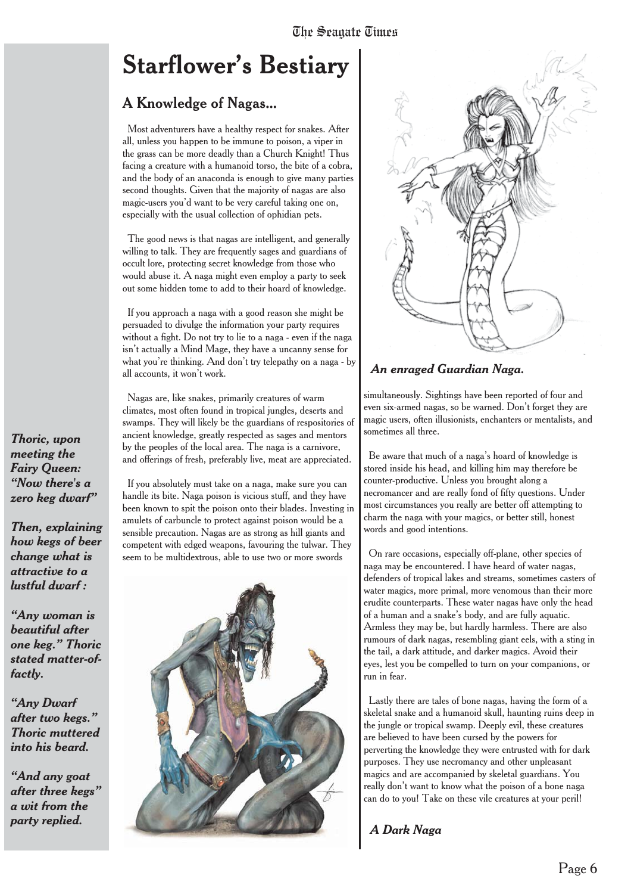# Starflower's Bestiary

## A Knowledge of Nagas...

Most adventurers have a healthy respect for snakes. After all, unless you happen to be immune to poison, a viper in the grass can be more deadly than a Church Knight! Thus facing a creature with a humanoid torso, the bite of a cobra, and the body of an anaconda is enough to give many parties second thoughts. Given that the majority of nagas are also magic-users you'd want to be very careful taking one on, especially with the usual collection of ophidian pets.

The good news is that nagas are intelligent, and generally willing to talk. They are frequently sages and guardians of occult lore, protecting secret knowledge from those who would abuse it. A naga might even employ a party to seek out some hidden tome to add to their hoard of knowledge.

If you approach a naga with a good reason she might be persuaded to divulge the information your party requires without a fight. Do not try to lie to a naga - even if the naga isn't actually a Mind Mage, they have a uncanny sense for what you're thinking. And don't try telepathy on a naga - by all accounts, it won't work.

Nagas are, like snakes, primarily creatures of warm climates, most often found in tropical jungles, deserts and swamps. They will likely be the guardians of respositories of ancient knowledge, greatly respected as sages and mentors by the peoples of the local area. The naga is a carnivore, and offerings of fresh, preferably live, meat are appreciated.

If you absolutely must take on a naga, make sure you can handle its bite. Naga poison is vicious stuff, and they have been known to spit the poison onto their blades. Investing in amulets of carbuncle to protect against poison would be a sensible precaution. Nagas are as strong as hill giants and competent with edged weapons, favouring the tulwar. They seem to be multidextrous, able to use two or more swords simultaneously. Sightings have been reported of four and even six-armed nagas, so be warned. Don't forget they are magic users, often illusionists, enchanters or mentalists, and sometimes all three.

***An enraged Guardian Naga.***

Be aware that much of a naga's hoard of knowledge is stored inside his head, and killing him may therefore be counter-productive. Unless you brought along a necromancer and are really fond of fifty questions. Under most circumstances you really are better off attempting to charm the naga with your magics, or better still, honest words and good intentions.

On rare occasions, especially off-plane, other species of naga may be encountered. I have heard of water nagas, defenders of tropical lakes and streams, sometimes casters of water magics, more primal, more venomous than their more erudite counterparts. These water nagas have only the head of a human and a snake's body, and are fully aquatic. Armless they may be, but hardly harmless. There are also rumours of dark nagas, resembling giant eels, with a sting in the tail, a dark attitude, and darker magics. Avoid their eyes, lest you be compelled to turn on your companions, or run in fear.

Lastly there are tales of bone nagas, having the form of a skeletal snake and a humanoid skull, haunting ruins deep in the jungle or tropical swamp. Deeply evil, these creatures are believed to have been cursed by the powers for perverting the knowledge they were entrusted with for dark purposes. They use necromancy and other unpleasant magics and are accompanied by skeletal guardians. You really don't want to know what the poison of a bone naga can do to you! Take on these vile creatures at your peril!

***A Dark Naga***

***Thoric, upon meeting the Fairy Queen: "Now there's a zero keg dwarf"***

***Then, explaining how kegs of beer change what is attractive to a lustful dwarf :***

***"Any woman is beautiful after one keg." Thoric stated matter-of-factly.***

***"Any Dwarf after two kegs." Thoric muttered into his beard.***

***"And any goat after three kegs" a wit from the party replied.***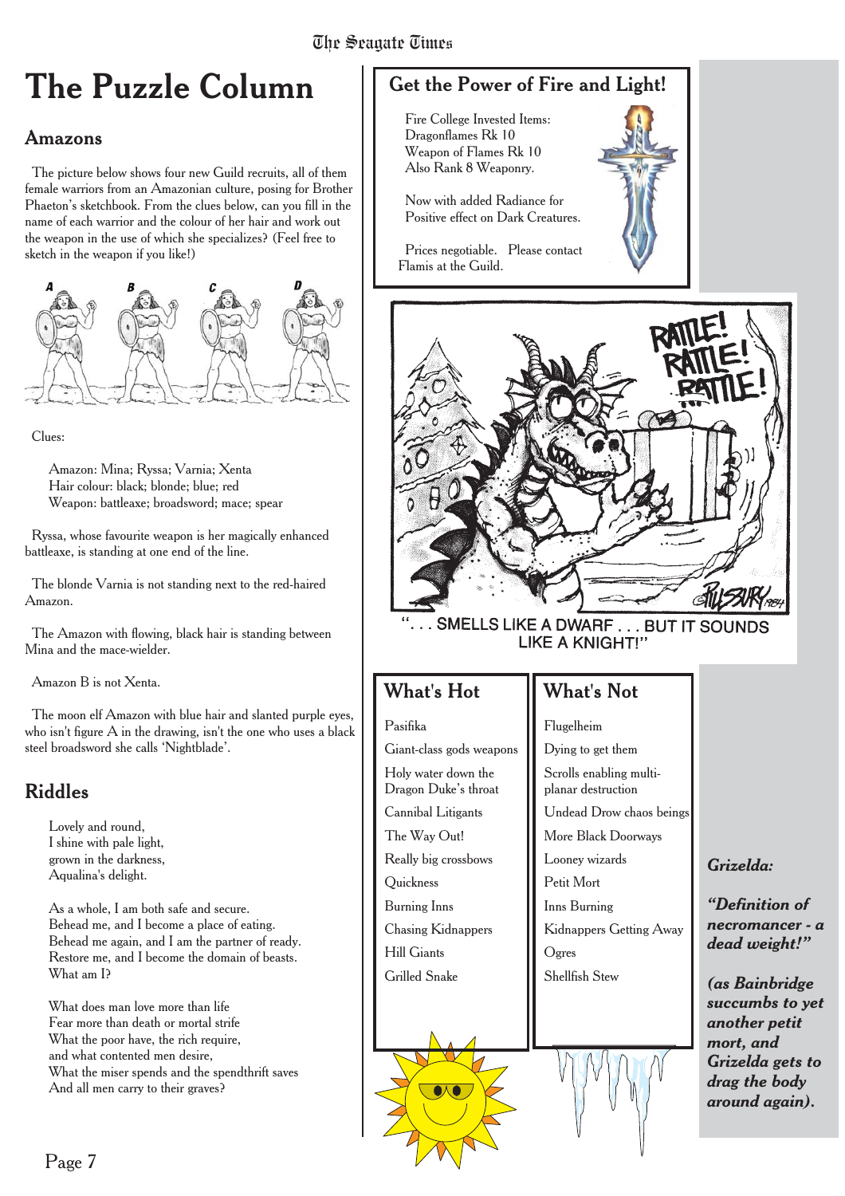# The Puzzle Column

## Amazons

The picture below shows four new Guild recruits, all of them female warriors from an Amazonian culture, posing for Brother Phaeton's sketchbook. From the clues below, can you fill in the name of each warrior and the colour of her hair and work out the weapon in the use of which she specializes? (Feel free to sketch in the weapon if you like!)

A B C D

Clues:

Amazon: Mina; Ryssa; Varnia; Xenta
Hair colour: black; blonde; blue; red
Weapon: battleaxe; broadsword; mace; spear

Ryssa, whose favourite weapon is her magically enhanced battleaxe, is standing at one end of the line.

The blonde Varnia is not standing next to the red-haired Amazon.

The Amazon with flowing, black hair is standing between Mina and the mace-wielder.

Amazon B is not Xenta.

The moon elf Amazon with blue hair and slanted purple eyes, who isn't figure A in the drawing, isn't the one who uses a black steel broadsword she calls 'Nightblade'.

## Riddles

Lovely and round,
I shine with pale light,
grown in the darkness,
Aqualina's delight.

As a whole, I am both safe and secure.
Behead me, and I become a place of eating.
Behead me again, and I am the partner of ready.
Restore me, and I become the domain of beasts.
What am I?

What does man love more than life
Fear more than death or mortal strife
What the poor have, the rich require,
and what contented men desire,
What the miser spends and the spendthrift saves
And all men carry to their graves?

## Get the Power of Fire and Light!

Fire College Invested Items:
Dragonflames Rk 10
Weapon of Flames Rk 10
Also Rank 8 Weaponry.

Now with added Radiance for Positive effect on Dark Creatures.

Prices negotiable. Please contact Flamis at the Guild.

"... SMELLS LIKE A DWARF ... BUT IT SOUNDS LIKE A KNIGHT!"

| What's Hot | What's Not |
|---|---|
| Pasifika | Flugelheim |
| Giant-class gods weapons | Dying to get them |
| Holy water down the Dragon Duke's throat | Scrolls enabling multi-planar destruction |
| Cannibal Litigants | Undead Drow chaos beings |
| The Way Out! | More Black Doorways |
| Really big crossbows | Looney wizards |
| Quickness | Petit Mort |
| Burning Inns | Inns Burning |
| Chasing Kidnappers | Kidnappers Getting Away |
| Hill Giants | Ogres |
| Grilled Snake | Shellfish Stew |

***Grizelda:***

***"Definition of necromancer - a dead weight!"***

***(as Bainbridge succumbs to yet another petit mort, and Grizelda gets to drag the body around again).***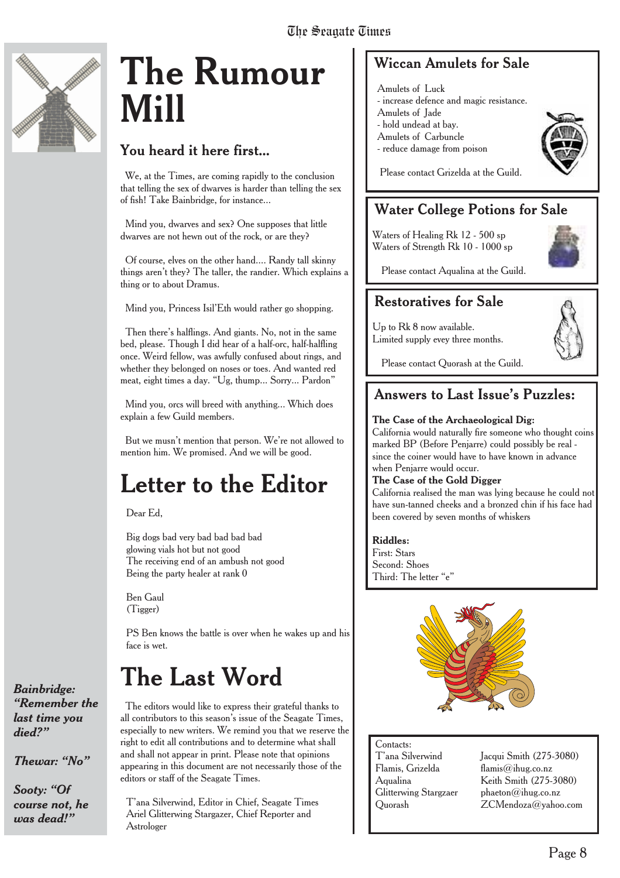# The Rumour Mill

## You heard it here first...

We, at the Times, are coming rapidly to the conclusion that telling the sex of dwarves is harder than telling the sex of fish! Take Bainbridge, for instance...

Mind you, dwarves and sex? One supposes that little dwarves are not hewn out of the rock, or are they?

Of course, elves on the other hand.... Randy tall skinny things aren't they? The taller, the randier. Which explains a thing or to about Dramus.

Mind you, Princess Isil'Eth would rather go shopping.

Then there's halflings. And giants. No, not in the same bed, please. Though I did hear of a half-orc, half-halfling once. Weird fellow, was awfully confused about rings, and whether they belonged on noses or toes. And wanted red meat, eight times a day. "Ug, thump... Sorry... Pardon"

Mind you, orcs will breed with anything... Which does explain a few Guild members.

But we musn't mention that person. We're not allowed to mention him. We promised. And we will be good.

# Letter to the Editor

Dear Ed,

Big dogs bad very bad bad bad bad
glowing vials hot but not good
The receiving end of an ambush not good
Being the party healer at rank 0

Ben Gaul
(Tigger)

PS Ben knows the battle is over when he wakes up and his face is wet.

# The Last Word

The editors would like to express their grateful thanks to all contributors to this season's issue of the Seagate Times, especially to new writers. We remind you that we reserve the right to edit all contributions and to determine what shall and shall not appear in print. Please note that opinions appearing in this document are not necessarily those of the editors or staff of the Seagate Times.

T'ana Silverwind, Editor in Chief, Seagate Times
Ariel Glitterwing Stargazer, Chief Reporter and Astrologer

***Bainbridge: "Remember the last time you died?"***

***Thewar: "No"***

***Sooty: "Of course not, he was dead!"***

## Wiccan Amulets for Sale

Amulets of Luck
- increase defence and magic resistance.

Amulets of Jade
- hold undead at bay.

Amulets of Carbuncle
- reduce damage from poison

Please contact Grizelda at the Guild.

## Water College Potions for Sale

Waters of Healing Rk 12 - 500 sp
Waters of Strength Rk 10 - 1000 sp

Please contact Aqualina at the Guild.

## Restoratives for Sale

Up to Rk 8 now available.
Limited supply evey three months.

Please contact Quorash at the Guild.

## Answers to Last Issue's Puzzles:

**The Case of the Archaeological Dig:**
California would naturally fire someone who thought coins marked BP (Before Penjarre) could possibly be real - since the coiner would have to have known in advance when Penjarre would occur.

**The Case of the Gold Digger**
California realised the man was lying because he could not have sun-tanned cheeks and a bronzed chin if his face had been covered by seven months of whiskers

**Riddles:**
First: Stars
Second: Shoes
Third: The letter "e"

Contacts:

| | |
|---|---|
| T'ana Silverwind | Jacqui Smith (275-3080) |
| Flamis, Grizelda | flamis@ihug.co.nz |
| Aqualina | Keith Smith (275-3080) |
| Glitterwing Stargzaer | phaeton@ihug.co.nz |
| Quorash | ZCMendoza@yahoo.com |